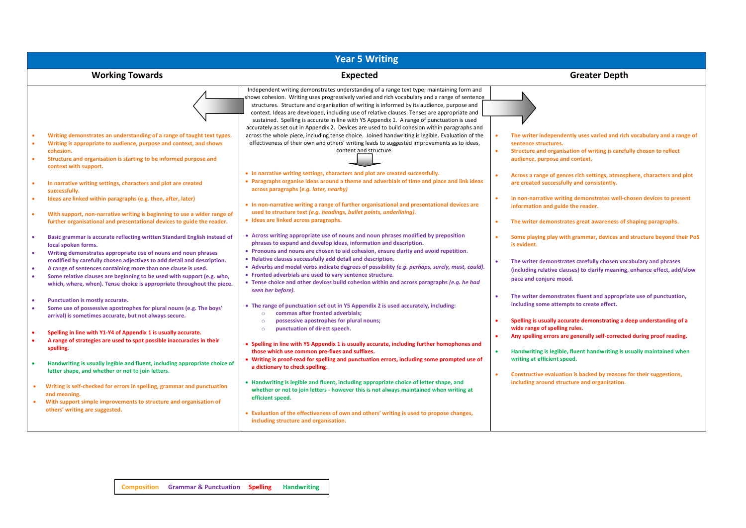# Year 5 Writing

## Working Towards

- Writing demonstrates an understanding of a range of taught text types.
- Writing is appropriate to audience, purpose and context, and shows cohesion.
- Structure and organisation is starting to be informed purpose and context with support.

- In narrative writing settings, characters and plot are created successfully.
- Ideas are linked within paragraphs (e.g. then, after, later)

- With support, non-narrative writing is beginning to use a wider range of further organisational and presentational devices to guide the reader.

- Basic grammar is accurate reflecting written Standard English instead of local spoken forms.
- Writing demonstrates appropriate use of nouns and noun phrases modified by carefully chosen adjectives to add detail and description.
- A range of sentences containing more than one clause is used.
- Some relative clauses are beginning to be used with support (e.g. who, which, where, when). Tense choice is appropriate throughout the piece.

- Punctuation is mostly accurate.
- Some use of possessive apostrophes for plural nouns (e.g. The boys' arrival) is sometimes accurate, but not always secure.

- Spelling in line with Y1-Y4 of Appendix 1 is usually accurate.
- A range of strategies are used to spot possible inaccuracies in their spelling.

- Handwriting is usually legible and fluent, including appropriate choice of letter shape, and whether or not to join letters.

- Writing is self-checked for errors in spelling, grammar and punctuation and meaning.
- With support simple improvements to structure and organisation of others' writing are suggested.

## Expected

Independent writing demonstrates understanding of a range text type; maintaining form and shows cohesion. Writing uses progressively varied and rich vocabulary and a range of sentence structures. Structure and organisation of writing is informed by its audience, purpose and context. Ideas are developed, including use of relative clauses. Tenses are appropriate and sustained. Spelling is accurate in line with Y5 Appendix 1. A range of punctuation is used accurately as set out in Appendix 2. Devices are used to build cohesion within paragraphs and across the whole piece, including tense choice. Joined handwriting is legible. Evaluation of the effectiveness of their own and others' writing leads to suggested improvements as to ideas, content and structure.

- In narrative writing settings, characters and plot are created successfully.
- Paragraphs organise ideas around a theme and adverbials of time and place and link ideas across paragraphs (*e.g. later, nearby)*

- In non-narrative writing a range of further organisational and presentational devices are used to structure text *(e.g. headings, bullet points, underlining)*.
- Ideas are linked across paragraphs.

- Across writing appropriate use of nouns and noun phrases modified by preposition phrases to expand and develop ideas, information and description.
- Pronouns and nouns are chosen to aid cohesion, ensure clarity and avoid repetition.
- Relative clauses successfully add detail and description.
- Adverbs and modal verbs indicate degrees of possibility *(e.g. perhaps, surely, must, could).*
- Fronted adverbials are used to vary sentence structure.
- Tense choice and other devices build cohesion within and across paragraphs *(e.g. he had seen her before).*

- The range of punctuation set out in Y5 Appendix 2 is used accurately, including:
  - commas after fronted adverbials;
  - possessive apostrophes for plural nouns;
  - punctuation of direct speech.

- Spelling in line with Y5 Appendix 1 is usually accurate, including further homophones and those which use common pre-fixes and suffixes.
- Writing is proof-read for spelling and punctuation errors, including some prompted use of a dictionary to check spelling.

- Handwriting is legible and fluent, including appropriate choice of letter shape, and whether or not to join letters - however this is not always maintained when writing at efficient speed.

- Evaluation of the effectiveness of own and others' writing is used to propose changes, including structure and organisation.

## Greater Depth

- The writer independently uses varied and rich vocabulary and a range of sentence structures.
- Structure and organisation of writing is carefully chosen to reflect audience, purpose and context,

- Across a range of genres rich settings, atmosphere, characters and plot are created successfully and consistently.

- In non-narrative writing demonstrates well-chosen devices to present information and guide the reader.

- The writer demonstrates great awareness of shaping paragraphs.

- Some playing play with grammar, devices and structure beyond their PoS is evident.

- The writer demonstrates carefully chosen vocabulary and phrases (including relative clauses) to clarify meaning, enhance effect, add/slow pace and conjure mood.

- The writer demonstrates fluent and appropriate use of punctuation, including some attempts to create effect.

- Spelling is usually accurate demonstrating a deep understanding of a wide range of spelling rules.
- Any spelling errors are generally self-corrected during proof reading.

- Handwriting is legible, fluent handwriting is usually maintained when writing at efficient speed.

- Constructive evaluation is backed by reasons for their suggestions, including around structure and organisation.

Composition | Grammar & Punctuation | Spelling | Handwriting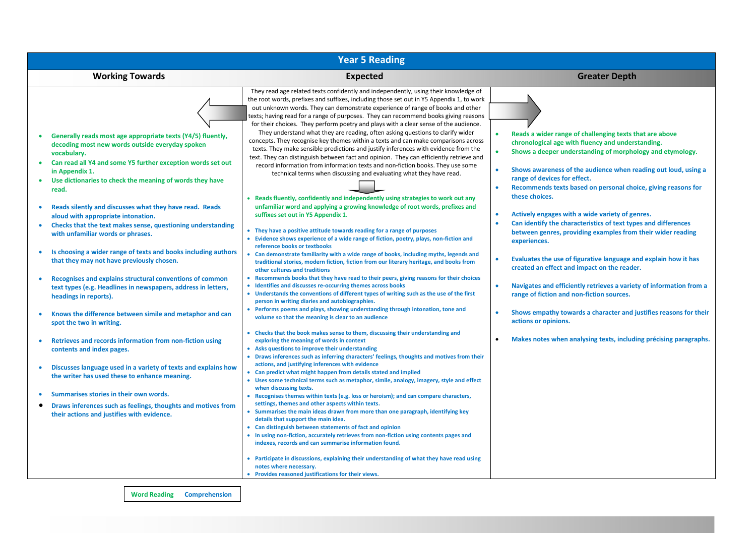# Year 5 Reading

## Working Towards

- Generally reads most age appropriate texts (Y4/5) fluently, decoding most new words outside everyday spoken vocabulary.
- Can read all Y4 and some Y5 further exception words set out in Appendix 1.
- Use dictionaries to check the meaning of words they have read.
- Reads silently and discusses what they have read. Reads aloud with appropriate intonation.
- Checks that the text makes sense, questioning understanding with unfamiliar words or phrases.
- Is choosing a wider range of texts and books including authors that they may not have previously chosen.
- Recognises and explains structural conventions of common text types (e.g. Headlines in newspapers, address in letters, headings in reports).
- Knows the difference between simile and metaphor and can spot the two in writing.
- Retrieves and records information from non-fiction using contents and index pages.
- Discusses language used in a variety of texts and explains how the writer has used these to enhance meaning.
- Summarises stories in their own words.
- Draws inferences such as feelings, thoughts and motives from their actions and justifies with evidence.

## Expected

They read age related texts confidently and independently, using their knowledge of the root words, prefixes and suffixes, including those set out in Y5 Appendix 1, to work out unknown words. They can demonstrate experience of range of books and other texts; having read for a range of purposes. They can recommend books giving reasons for their choices. They perform poetry and plays with a clear sense of the audience. They understand what they are reading, often asking questions to clarify wider concepts. They recognise key themes within a texts and can make comparisons across texts. They make sensible predictions and justify inferences with evidence from the text. They can distinguish between fact and opinion. They can efficiently retrieve and record information from information texts and non-fiction books. They use some technical terms when discussing and evaluating what they have read.

- Reads fluently, confidently and independently using strategies to work out any unfamiliar word and applying a growing knowledge of root words, prefixes and suffixes set out in Y5 Appendix 1.
- They have a positive attitude towards reading for a range of purposes
- Evidence shows experience of a wide range of fiction, poetry, plays, non-fiction and reference books or textbooks
- Can demonstrate familiarity with a wide range of books, including myths, legends and traditional stories, modern fiction, fiction from our literary heritage, and books from other cultures and traditions
- Recommends books that they have read to their peers, giving reasons for their choices
- Identifies and discusses re-occurring themes across books
- Understands the conventions of different types of writing such as the use of the first person in writing diaries and autobiographies.
- Performs poems and plays, showing understanding through intonation, tone and volume so that the meaning is clear to an audience
- Checks that the book makes sense to them, discussing their understanding and exploring the meaning of words in context
- Asks questions to improve their understanding
- Draws inferences such as inferring characters' feelings, thoughts and motives from their actions, and justifying inferences with evidence
- Can predict what might happen from details stated and implied
- Uses some technical terms such as metaphor, simile, analogy, imagery, style and effect when discussing texts.
- Recognises themes within texts (e.g. loss or heroism); and can compare characters, settings, themes and other aspects within texts.
- Summarises the main ideas drawn from more than one paragraph, identifying key details that support the main idea.
- Can distinguish between statements of fact and opinion
- In using non-fiction, accurately retrieves from non-fiction using contents pages and indexes, records and can summarise information found.
- Participate in discussions, explaining their understanding of what they have read using notes where necessary.
- Provides reasoned justifications for their views.

## Greater Depth

- Reads a wider range of challenging texts that are above chronological age with fluency and understanding.
- Shows a deeper understanding of morphology and etymology.
- Shows awareness of the audience when reading out loud, using a range of devices for effect.
- Recommends texts based on personal choice, giving reasons for these choices.
- Actively engages with a wide variety of genres.
- Can identify the characteristics of text types and differences between genres, providing examples from their wider reading experiences.
- Evaluates the use of figurative language and explain how it has created an effect and impact on the reader.
- Navigates and efficiently retrieves a variety of information from a range of fiction and non-fiction sources.
- Shows empathy towards a character and justifies reasons for their actions or opinions.
- Makes notes when analysing texts, including précising paragraphs.

Key: Word Reading | Comprehension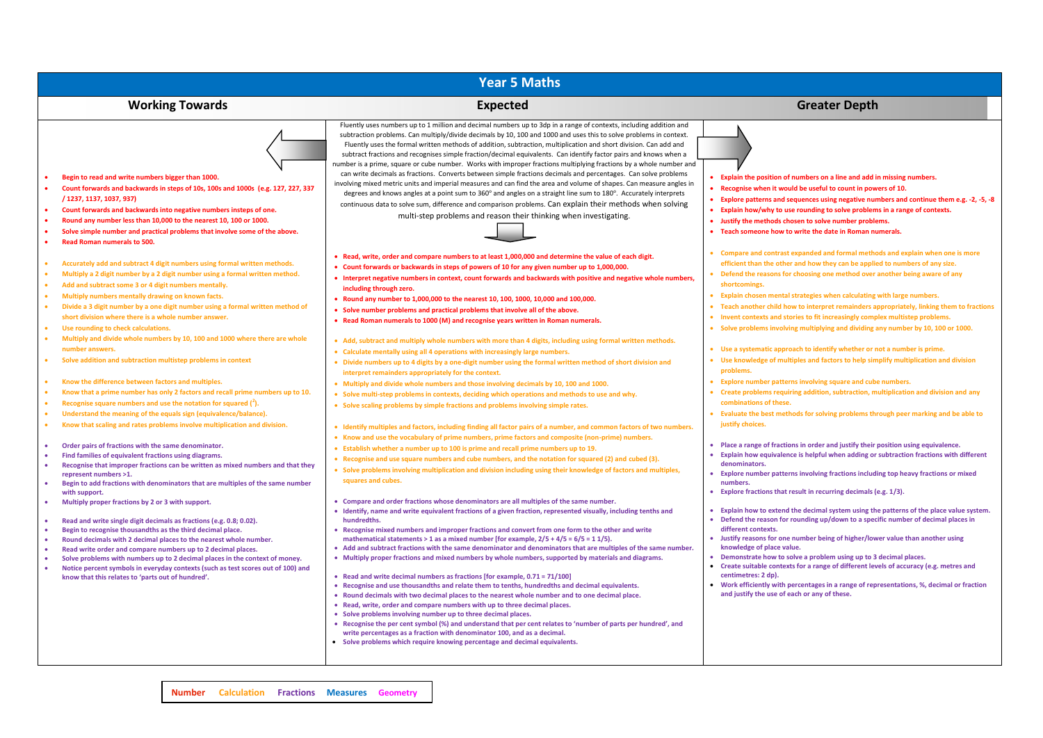# Year 5 Maths

## Working Towards

- Begin to read and write numbers bigger than 1000.
- Count forwards and backwards in steps of 10s, 100s and 1000s (e.g. 127, 227, 337 / 1237, 1137, 1037, 937)
- Count forwards and backwards into negative numbers insteps of one.
- Round any number less than 10,000 to the nearest 10, 100 or 1000.
- Solve simple number and practical problems that involve some of the above.
- Read Roman numerals to 500.

- Accurately add and subtract 4 digit numbers using formal written methods.
- Multiply a 2 digit number by a 2 digit number using a formal written method.
- Add and subtract some 3 or 4 digit numbers mentally.
- Multiply numbers mentally drawing on known facts.
- Divide a 3 digit number by a one digit number using a formal written method of short division where there is a whole number answer.
- Use rounding to check calculations.
- Multiply and divide whole numbers by 10, 100 and 1000 where there are whole number answers.
- Solve addition and subtraction multistep problems in context

- Know the difference between factors and multiples.
- Know that a prime number has only 2 factors and recall prime numbers up to 10.
- Recognise square numbers and use the notation for squared ($^2$).
- Understand the meaning of the equals sign (equivalence/balance).
- Know that scaling and rates problems involve multiplication and division.

- Order pairs of fractions with the same denominator.
- Find families of equivalent fractions using diagrams.
- Recognise that improper fractions can be written as mixed numbers and that they represent numbers >1.
- Begin to add fractions with denominators that are multiples of the same number with support.
- Multiply proper fractions by 2 or 3 with support.

- Read and write single digit decimals as fractions (e.g. 0.8; 0.02).
- Begin to recognise thousandths as the third decimal place.
- Round decimals with 2 decimal places to the nearest whole number.
- Read write order and compare numbers up to 2 decimal places.
- Solve problems with numbers up to 2 decimal places in the context of money.
- Notice percent symbols in everyday contexts (such as test scores out of 100) and know that this relates to 'parts out of hundred'.

## Expected

Fluently uses numbers up to 1 million and decimal numbers up to 3dp in a range of contexts, including addition and subtraction problems. Can multiply/divide decimals by 10, 100 and 1000 and uses this to solve problems in context. Fluently uses the formal written methods of addition, subtraction, multiplication and short division. Can add and subtract fractions and recognises simple fraction/decimal equivalents. Can identify factor pairs and knows when a number is a prime, square or cube number. Works with improper fractions multiplying fractions by a whole number and can write decimals as fractions. Converts between simple fractions decimals and percentages. Can solve problems involving mixed metric units and imperial measures and can find the area and volume of shapes. Can measure angles in degrees and knows angles at a point sum to 360° and angles on a straight line sum to 180°. Accurately interprets continuous data to solve sum, difference and comparison problems. Can explain their methods when solving multi-step problems and reason their thinking when investigating.

- Read, write, order and compare numbers to at least 1,000,000 and determine the value of each digit.
- Count forwards or backwards in steps of powers of 10 for any given number up to 1,000,000.
- Interpret negative numbers in context, count forwards and backwards with positive and negative whole numbers, including through zero.
- Round any number to 1,000,000 to the nearest 10, 100, 1000, 10,000 and 100,000.
- Solve number problems and practical problems that involve all of the above.
- Read Roman numerals to 1000 (M) and recognise years written in Roman numerals.

- Add, subtract and multiply whole numbers with more than 4 digits, including using formal written methods.
- Calculate mentally using all 4 operations with increasingly large numbers.
- Divide numbers up to 4 digits by a one-digit number using the formal written method of short division and interpret remainders appropriately for the context.
- Multiply and divide whole numbers and those involving decimals by 10, 100 and 1000.
- Solve multi-step problems in contexts, deciding which operations and methods to use and why.
- Solve scaling problems by simple fractions and problems involving simple rates.

- Identify multiples and factors, including finding all factor pairs of a number, and common factors of two numbers.
- Know and use the vocabulary of prime numbers, prime factors and composite (non-prime) numbers.
- Establish whether a number up to 100 is prime and recall prime numbers up to 19.
- Recognise and use square numbers and cube numbers, and the notation for squared (2) and cubed (3).
- Solve problems involving multiplication and division including using their knowledge of factors and multiples, squares and cubes.

- Compare and order fractions whose denominators are all multiples of the same number.
- Identify, name and write equivalent fractions of a given fraction, represented visually, including tenths and hundredths.
- Recognise mixed numbers and improper fractions and convert from one form to the other and write mathematical statements > 1 as a mixed number [for example, 2/5 + 4/5 = 6/5 = 1 1/5).
- Add and subtract fractions with the same denominator and denominators that are multiples of the same number.
- Multiply proper fractions and mixed numbers by whole numbers, supported by materials and diagrams.

- Read and write decimal numbers as fractions [for example, 0.71 = 71/100]
- Recognise and use thousandths and relate them to tenths, hundredths and decimal equivalents.
- Round decimals with two decimal places to the nearest whole number and to one decimal place.
- Read, write, order and compare numbers with up to three decimal places.
- Solve problems involving number up to three decimal places.
- Recognise the per cent symbol (%) and understand that per cent relates to 'number of parts per hundred', and write percentages as a fraction with denominator 100, and as a decimal.
- Solve problems which require knowing percentage and decimal equivalents.

## Greater Depth

- Explain the position of numbers on a line and add in missing numbers.
- Recognise when it would be useful to count in powers of 10.
- Explore patterns and sequences using negative numbers and continue them e.g. -2, -5, -8
- Explain how/why to use rounding to solve problems in a range of contexts.
- Justify the methods chosen to solve number problems.
- Teach someone how to write the date in Roman numerals.

- Compare and contrast expanded and formal methods and explain when one is more efficient than the other and how they can be applied to numbers of any size.
- Defend the reasons for choosing one method over another being aware of any shortcomings.
- Explain chosen mental strategies when calculating with large numbers.
- Teach another child how to interpret remainders appropriately, linking them to fractions
- Invent contexts and stories to fit increasingly complex multistep problems.
- Solve problems involving multiplying and dividing any number by 10, 100 or 1000.

- Use a systematic approach to identify whether or not a number is prime.
- Use knowledge of multiples and factors to help simplify multiplication and division problems.
- Explore number patterns involving square and cube numbers.
- Create problems requiring addition, subtraction, multiplication and division and any combinations of these.
- Evaluate the best methods for solving problems through peer marking and be able to justify choices.

- Place a range of fractions in order and justify their position using equivalence.
- Explain how equivalence is helpful when adding or subtraction fractions with different denominators.
- Explore number patterns involving fractions including top heavy fractions or mixed numbers.
- Explore fractions that result in recurring decimals (e.g. 1/3).

- Explain how to extend the decimal system using the patterns of the place value system.
- Defend the reason for rounding up/down to a specific number of decimal places in different contexts.
- Justify reasons for one number being of higher/lower value than another using knowledge of place value.
- Demonstrate how to solve a problem using up to 3 decimal places.
- Create suitable contexts for a range of different levels of accuracy (e.g. metres and centimetres: 2 dp).
- Work efficiently with percentages in a range of representations, %, decimal or fraction and justify the use of each or any of these.

Number | Calculation | Fractions | Measures | Geometry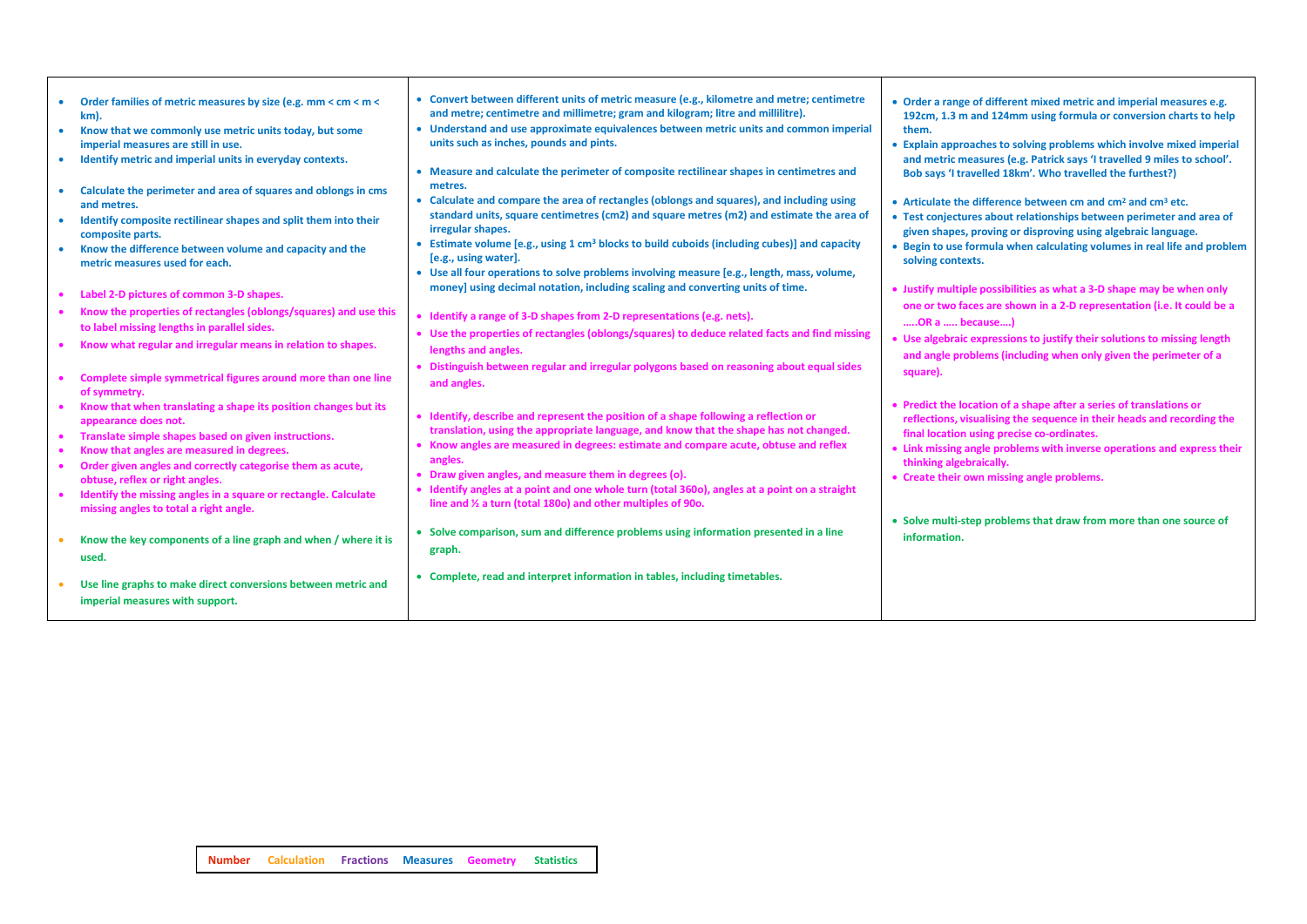| | | |
|---|---|---|
| • Order families of metric measures by size (e.g. mm < cm < m < km).<br>• Know that we commonly use metric units today, but some imperial measures are still in use.<br>• Identify metric and imperial units in everyday contexts.<br><br>• Calculate the perimeter and area of squares and oblongs in cms and metres.<br>• Identify composite rectilinear shapes and split them into their composite parts.<br>• Know the difference between volume and capacity and the metric measures used for each.<br><br>• Label 2-D pictures of common 3-D shapes.<br>• Know the properties of rectangles (oblongs/squares) and use this to label missing lengths in parallel sides.<br>• Know what regular and irregular means in relation to shapes.<br><br>• Complete simple symmetrical figures around more than one line of symmetry.<br>• Know that when translating a shape its position changes but its appearance does not.<br>• Translate simple shapes based on given instructions.<br>• Know that angles are measured in degrees.<br>• Order given angles and correctly categorise them as acute, obtuse, reflex or right angles.<br>• Identify the missing angles in a square or rectangle. Calculate missing angles to total a right angle.<br><br>• Know the key components of a line graph and when / where it is used.<br><br>• Use line graphs to make direct conversions between metric and imperial measures with support. | • Convert between different units of metric measure (e.g., kilometre and metre; centimetre and metre; centimetre and millimetre; gram and kilogram; litre and millilitre).<br>• Understand and use approximate equivalences between metric units and common imperial units such as inches, pounds and pints.<br><br>• Measure and calculate the perimeter of composite rectilinear shapes in centimetres and metres.<br>• Calculate and compare the area of rectangles (oblongs and squares), and including using standard units, square centimetres (cm2) and square metres (m2) and estimate the area of irregular shapes.<br>• Estimate volume [e.g., using 1 $cm^3$ blocks to build cuboids (including cubes)] and capacity [e.g., using water].<br>• Use all four operations to solve problems involving measure [e.g., length, mass, volume, money] using decimal notation, including scaling and converting units of time.<br><br>• Identify a range of 3-D shapes from 2-D representations (e.g. nets).<br>• Use the properties of rectangles (oblongs/squares) to deduce related facts and find missing lengths and angles.<br>• Distinguish between regular and irregular polygons based on reasoning about equal sides and angles.<br><br>• Identify, describe and represent the position of a shape following a reflection or translation, using the appropriate language, and know that the shape has not changed.<br>• Know angles are measured in degrees: estimate and compare acute, obtuse and reflex angles.<br>• Draw given angles, and measure them in degrees (o).<br>• Identify angles at a point and one whole turn (total 360o), angles at a point on a straight line and ½ a turn (total 180o) and other multiples of 90o.<br><br>• Solve comparison, sum and difference problems using information presented in a line graph.<br><br>• Complete, read and interpret information in tables, including timetables. | • Order a range of different mixed metric and imperial measures e.g. 192cm, 1.3 m and 124mm using formula or conversion charts to help them.<br>• Explain approaches to solving problems which involve mixed imperial and metric measures (e.g. Patrick says 'I travelled 9 miles to school'. Bob says 'I travelled 18km'. Who travelled the furthest?)<br><br>• Articulate the difference between cm and $cm^2$ and $cm^3$ etc.<br>• Test conjectures about relationships between perimeter and area of given shapes, proving or disproving using algebraic language.<br>• Begin to use formula when calculating volumes in real life and problem solving contexts.<br><br>• Justify multiple possibilities as what a 3-D shape may be when only one or two faces are shown in a 2-D representation (i.e. It could be a …..OR a ….. because….)<br>• Use algebraic expressions to justify their solutions to missing length and angle problems (including when only given the perimeter of a square).<br><br>• Predict the location of a shape after a series of translations or reflections, visualising the sequence in their heads and recording the final location using precise co-ordinates.<br>• Link missing angle problems with inverse operations and express their thinking algebraically.<br>• Create their own missing angle problems.<br><br>• Solve multi-step problems that draw from more than one source of information. |

| Number | Calculation | Fractions | Measures | Geometry | Statistics |
|---|---|---|---|---|---|